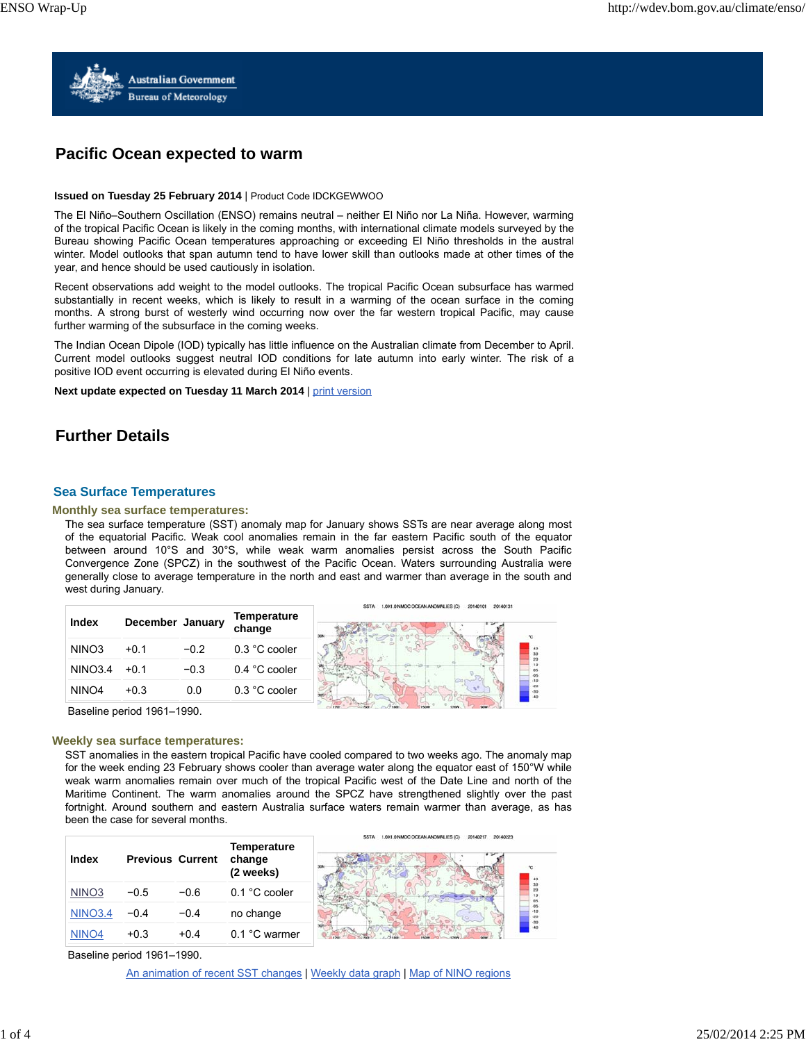Australian Government
Bureau of Meteorology

# Pacific Ocean expected to warm

**Issued on Tuesday 25 February 2014** | Product Code IDCKGEWWOO

The El Niño–Southern Oscillation (ENSO) remains neutral – neither El Niño nor La Niña. However, warming of the tropical Pacific Ocean is likely in the coming months, with international climate models surveyed by the Bureau showing Pacific Ocean temperatures approaching or exceeding El Niño thresholds in the austral winter. Model outlooks that span autumn tend to have lower skill than outlooks made at other times of the year, and hence should be used cautiously in isolation.

Recent observations add weight to the model outlooks. The tropical Pacific Ocean subsurface has warmed substantially in recent weeks, which is likely to result in a warming of the ocean surface in the coming months. A strong burst of westerly wind occurring now over the far western tropical Pacific, may cause further warming of the subsurface in the coming weeks.

The Indian Ocean Dipole (IOD) typically has little influence on the Australian climate from December to April. Current model outlooks suggest neutral IOD conditions for late autumn into early winter. The risk of a positive IOD event occurring is elevated during El Niño events.

**Next update expected on Tuesday 11 March 2014** | print version

# Further Details

## Sea Surface Temperatures

### Monthly sea surface temperatures:

The sea surface temperature (SST) anomaly map for January shows SSTs are near average along most of the equatorial Pacific. Weak cool anomalies remain in the far eastern Pacific south of the equator between around 10°S and 30°S, while weak warm anomalies persist across the South Pacific Convergence Zone (SPCZ) in the southwest of the Pacific Ocean. Waters surrounding Australia were generally close to average temperature in the north and east and warmer than average in the south and west during January.

| Index | December | January | Temperature change |
|---|---|---|---|
| NINO3 | +0.1 | −0.2 | 0.3 °C cooler |
| NINO3.4 | +0.1 | −0.3 | 0.4 °C cooler |
| NINO4 | +0.3 | 0.0 | 0.3 °C cooler |

Baseline period 1961–1990.

### Weekly sea surface temperatures:

SST anomalies in the eastern tropical Pacific have cooled compared to two weeks ago. The anomaly map for the week ending 23 February shows cooler than average water along the equator east of 150°W while weak warm anomalies remain over much of the tropical Pacific west of the Date Line and north of the Maritime Continent. The warm anomalies around the SPCZ have strengthened slightly over the past fortnight. Around southern and eastern Australia surface waters remain warmer than average, as has been the case for several months.

| Index | Previous | Current | Temperature change (2 weeks) |
|---|---|---|---|
| NINO3 | −0.5 | −0.6 | 0.1 °C cooler |
| NINO3.4 | −0.4 | −0.4 | no change |
| NINO4 | +0.3 | +0.4 | 0.1 °C warmer |

Baseline period 1961–1990.

An animation of recent SST changes | Weekly data graph | Map of NINO regions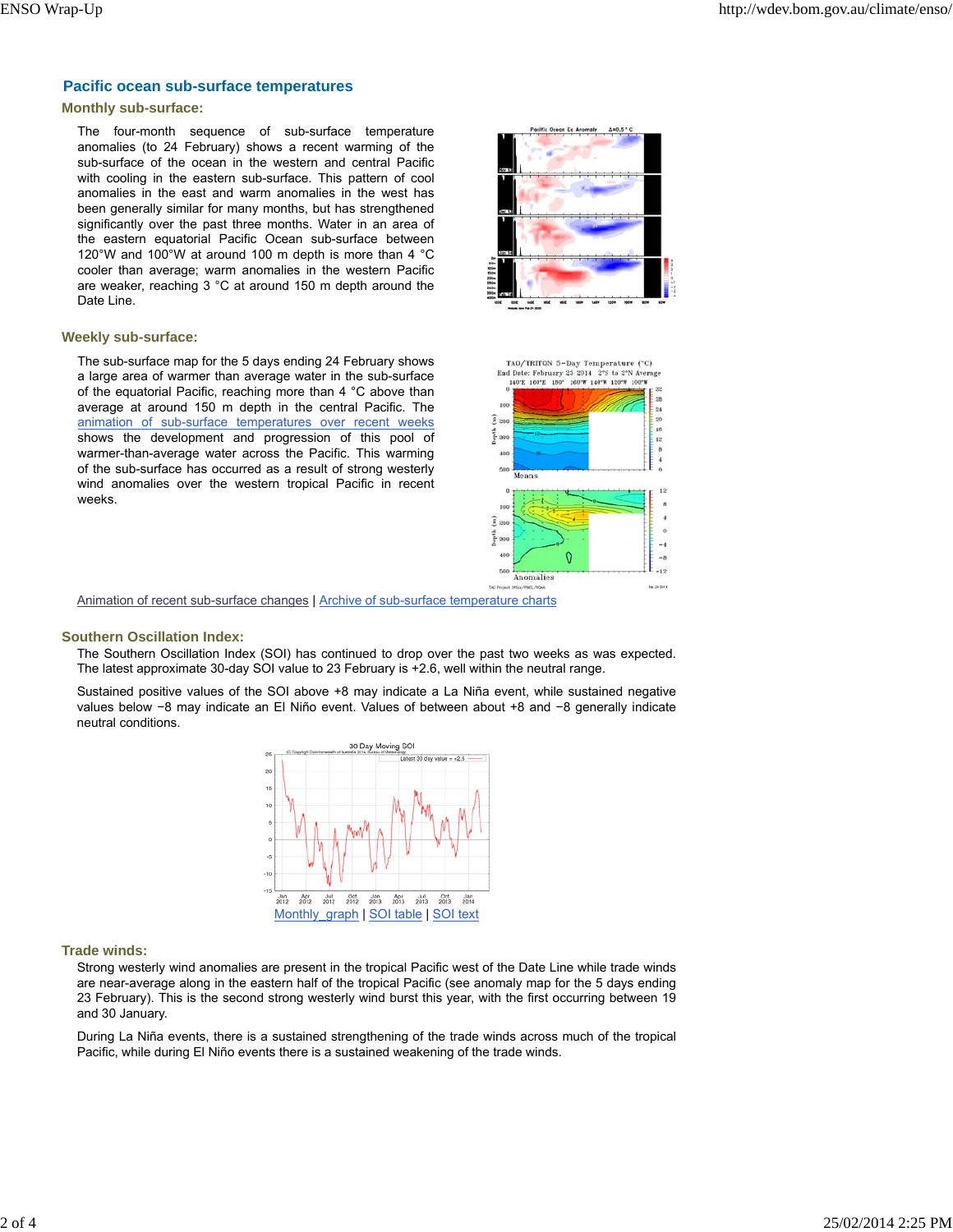## Pacific ocean sub-surface temperatures

### Monthly sub-surface:

The four-month sequence of sub-surface temperature anomalies (to 24 February) shows a recent warming of the sub-surface of the ocean in the western and central Pacific with cooling in the eastern sub-surface. This pattern of cool anomalies in the east and warm anomalies in the west has been generally similar for many months, but has strengthened significantly over the past three months. Water in an area of the eastern equatorial Pacific Ocean sub-surface between 120°W and 100°W at around 100 m depth is more than 4 °C cooler than average; warm anomalies in the western Pacific are weaker, reaching 3 °C at around 150 m depth around the Date Line.

### Weekly sub-surface:

The sub-surface map for the 5 days ending 24 February shows a large area of warmer than average water in the sub-surface of the equatorial Pacific, reaching more than 4 °C above than average at around 150 m depth in the central Pacific. The animation of sub-surface temperatures over recent weeks shows the development and progression of this pool of warmer-than-average water across the Pacific. This warming of the sub-surface has occurred as a result of strong westerly wind anomalies over the western tropical Pacific in recent weeks.

Animation of recent sub-surface changes | Archive of sub-surface temperature charts

### Southern Oscillation Index:

The Southern Oscillation Index (SOI) has continued to drop over the past two weeks as was expected. The latest approximate 30-day SOI value to 23 February is +2.6, well within the neutral range.

Sustained positive values of the SOI above +8 may indicate a La Niña event, while sustained negative values below −8 may indicate an El Niño event. Values of between about +8 and −8 generally indicate neutral conditions.

Monthly graph | SOI table | SOI text

### Trade winds:

Strong westerly wind anomalies are present in the tropical Pacific west of the Date Line while trade winds are near-average along in the eastern half of the tropical Pacific (see anomaly map for the 5 days ending 23 February). This is the second strong westerly wind burst this year, with the first occurring between 19 and 30 January.

During La Niña events, there is a sustained strengthening of the trade winds across much of the tropical Pacific, while during El Niño events there is a sustained weakening of the trade winds.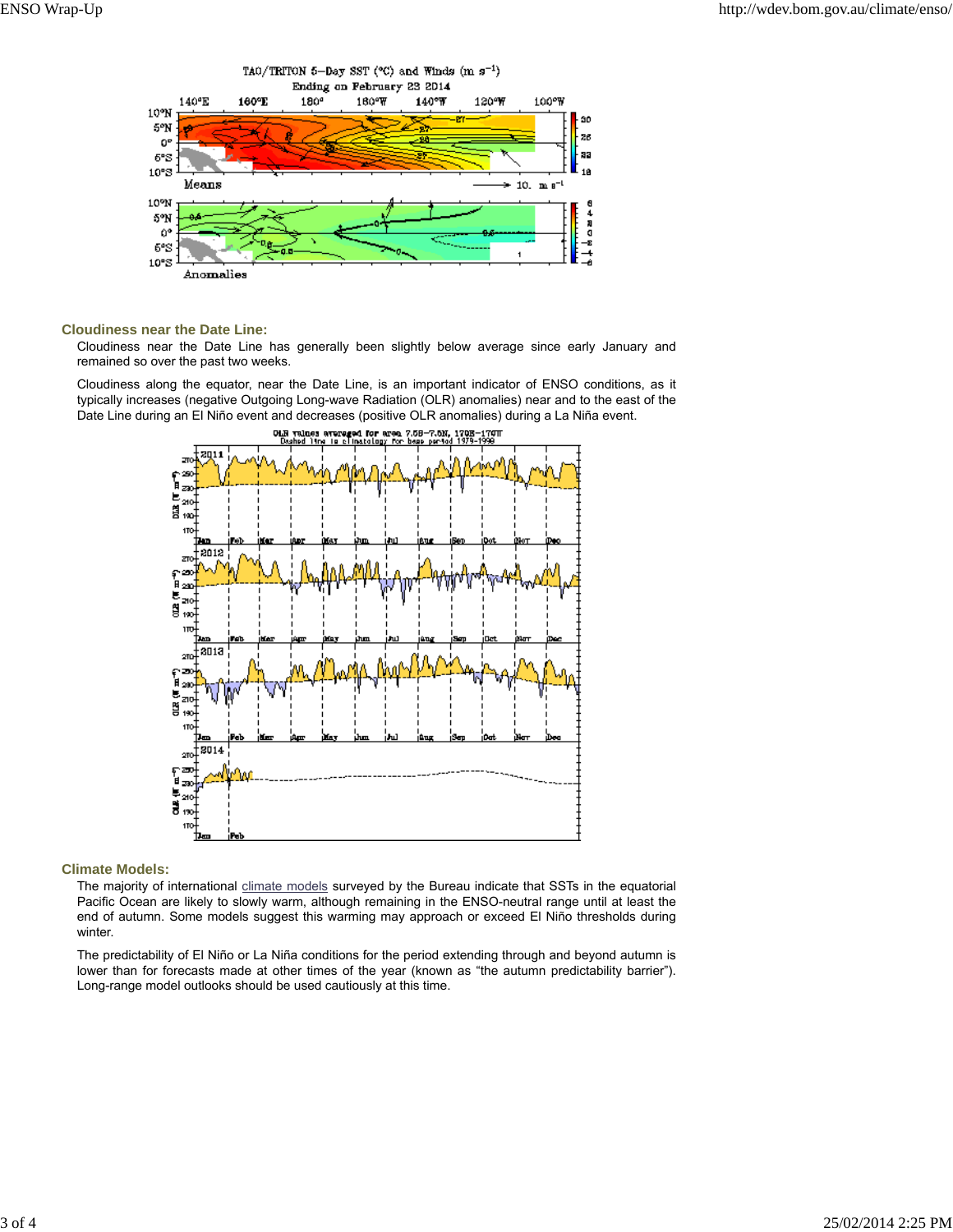## Cloudiness near the Date Line:

Cloudiness near the Date Line has generally been slightly below average since early January and remained so over the past two weeks.

Cloudiness along the equator, near the Date Line, is an important indicator of ENSO conditions, as it typically increases (negative Outgoing Long-wave Radiation (OLR) anomalies) near and to the east of the Date Line during an El Niño event and decreases (positive OLR anomalies) during a La Niña event.

## Climate Models:

The majority of international climate models surveyed by the Bureau indicate that SSTs in the equatorial Pacific Ocean are likely to slowly warm, although remaining in the ENSO-neutral range until at least the end of autumn. Some models suggest this warming may approach or exceed El Niño thresholds during winter.

The predictability of El Niño or La Niña conditions for the period extending through and beyond autumn is lower than for forecasts made at other times of the year (known as "the autumn predictability barrier"). Long-range model outlooks should be used cautiously at this time.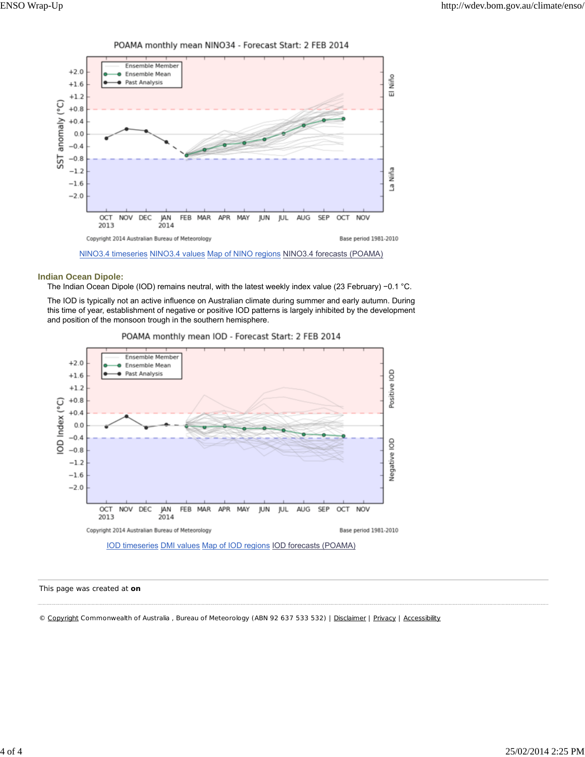POAMA monthly mean NINO34 - Forecast Start: 2 FEB 2014

Ensemble Member
Ensemble Mean
Past Analysis

SST anomaly (°C)

+2.0
+1.6
+1.2
+0.8
+0.4
0.0
−0.4
−0.8
−1.2
−1.6
−2.0

El Niño
La Niña

OCT 2013 NOV DEC JAN 2014 FEB MAR APR MAY JUN JUL AUG SEP OCT NOV

Copyright 2014 Australian Bureau of Meteorology
Base period 1981-2010

NINO3.4 timeseries NINO3.4 values Map of NINO regions NINO3.4 forecasts (POAMA)

### Indian Ocean Dipole:

The Indian Ocean Dipole (IOD) remains neutral, with the latest weekly index value (23 February) −0.1 °C.

The IOD is typically not an active influence on Australian climate during summer and early autumn. During this time of year, establishment of negative or positive IOD patterns is largely inhibited by the development and position of the monsoon trough in the southern hemisphere.

POAMA monthly mean IOD - Forecast Start: 2 FEB 2014

Ensemble Member
Ensemble Mean
Past Analysis

IOD Index (°C)

+2.0
+1.6
+1.2
+0.8
+0.4
0.0
−0.4
−0.8
−1.2
−1.6
−2.0

Positive IOD
Negative IOD

OCT 2013 NOV DEC JAN 2014 FEB MAR APR MAY JUN JUL AUG SEP OCT NOV

Copyright 2014 Australian Bureau of Meteorology
Base period 1981-2010

IOD timeseries DMI values Map of IOD regions IOD forecasts (POAMA)

---

This page was created at **on**

© Copyright Commonwealth of Australia , Bureau of Meteorology (ABN 92 637 533 532) | Disclaimer | Privacy | Accessibility